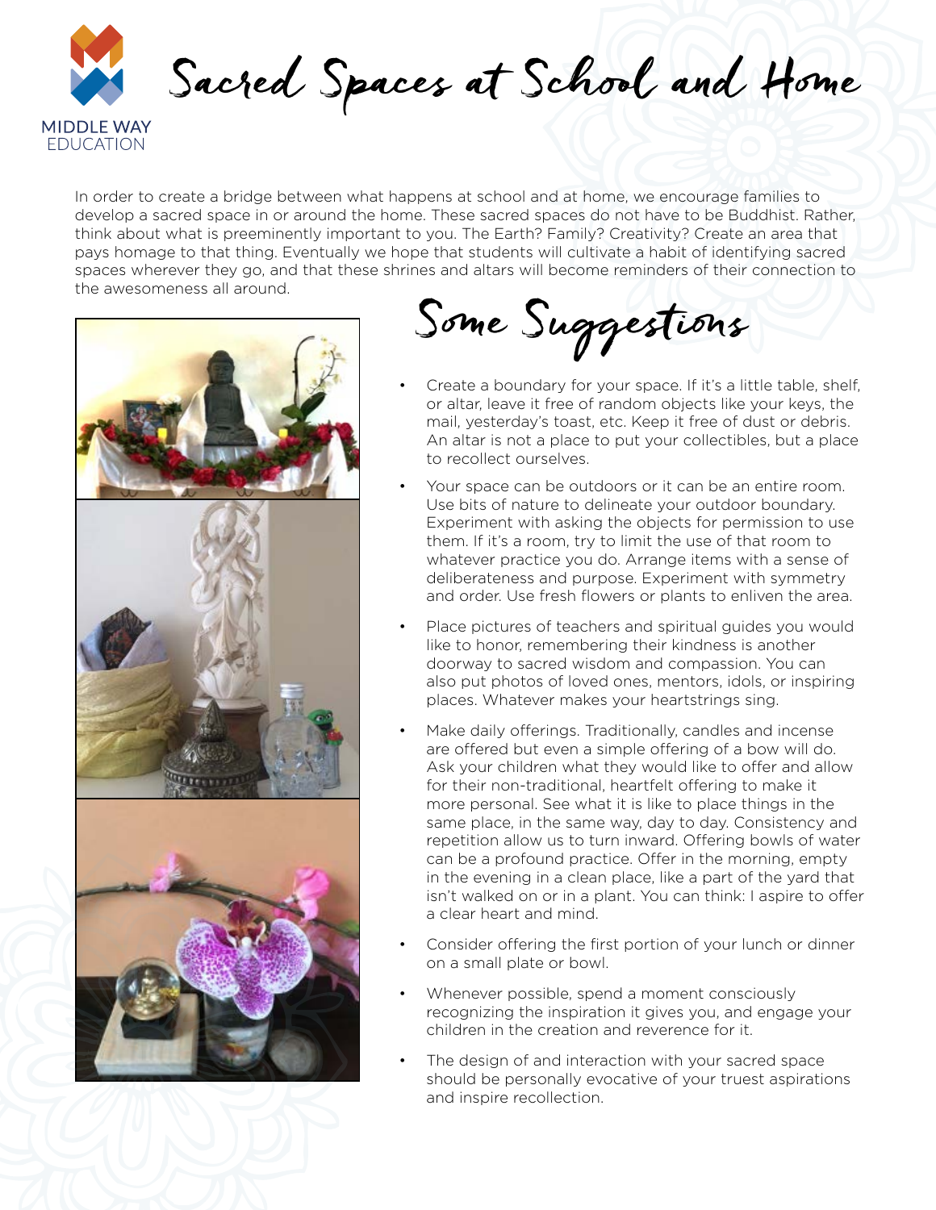MIDDLE WAY EDUCATION

# Sacred Spaces at School and Home

In order to create a bridge between what happens at school and at home, we encourage families to develop a sacred space in or around the home. These sacred spaces do not have to be Buddhist. Rather, think about what is preeminently important to you. The Earth? Family? Creativity? Create an area that pays homage to that thing. Eventually we hope that students will cultivate a habit of identifying sacred spaces wherever they go, and that these shrines and altars will become reminders of their connection to the awesomeness all around.

## Some Suggestions

- Create a boundary for your space. If it's a little table, shelf, or altar, leave it free of random objects like your keys, the mail, yesterday's toast, etc. Keep it free of dust or debris. An altar is not a place to put your collectibles, but a place to recollect ourselves.
- Your space can be outdoors or it can be an entire room. Use bits of nature to delineate your outdoor boundary. Experiment with asking the objects for permission to use them. If it's a room, try to limit the use of that room to whatever practice you do. Arrange items with a sense of deliberateness and purpose. Experiment with symmetry and order. Use fresh flowers or plants to enliven the area.
- Place pictures of teachers and spiritual guides you would like to honor, remembering their kindness is another doorway to sacred wisdom and compassion. You can also put photos of loved ones, mentors, idols, or inspiring places. Whatever makes your heartstrings sing.
- Make daily offerings. Traditionally, candles and incense are offered but even a simple offering of a bow will do. Ask your children what they would like to offer and allow for their non-traditional, heartfelt offering to make it more personal. See what it is like to place things in the same place, in the same way, day to day. Consistency and repetition allow us to turn inward. Offering bowls of water can be a profound practice. Offer in the morning, empty in the evening in a clean place, like a part of the yard that isn't walked on or in a plant. You can think: I aspire to offer a clear heart and mind.
- Consider offering the first portion of your lunch or dinner on a small plate or bowl.
- Whenever possible, spend a moment consciously recognizing the inspiration it gives you, and engage your children in the creation and reverence for it.
- The design of and interaction with your sacred space should be personally evocative of your truest aspirations and inspire recollection.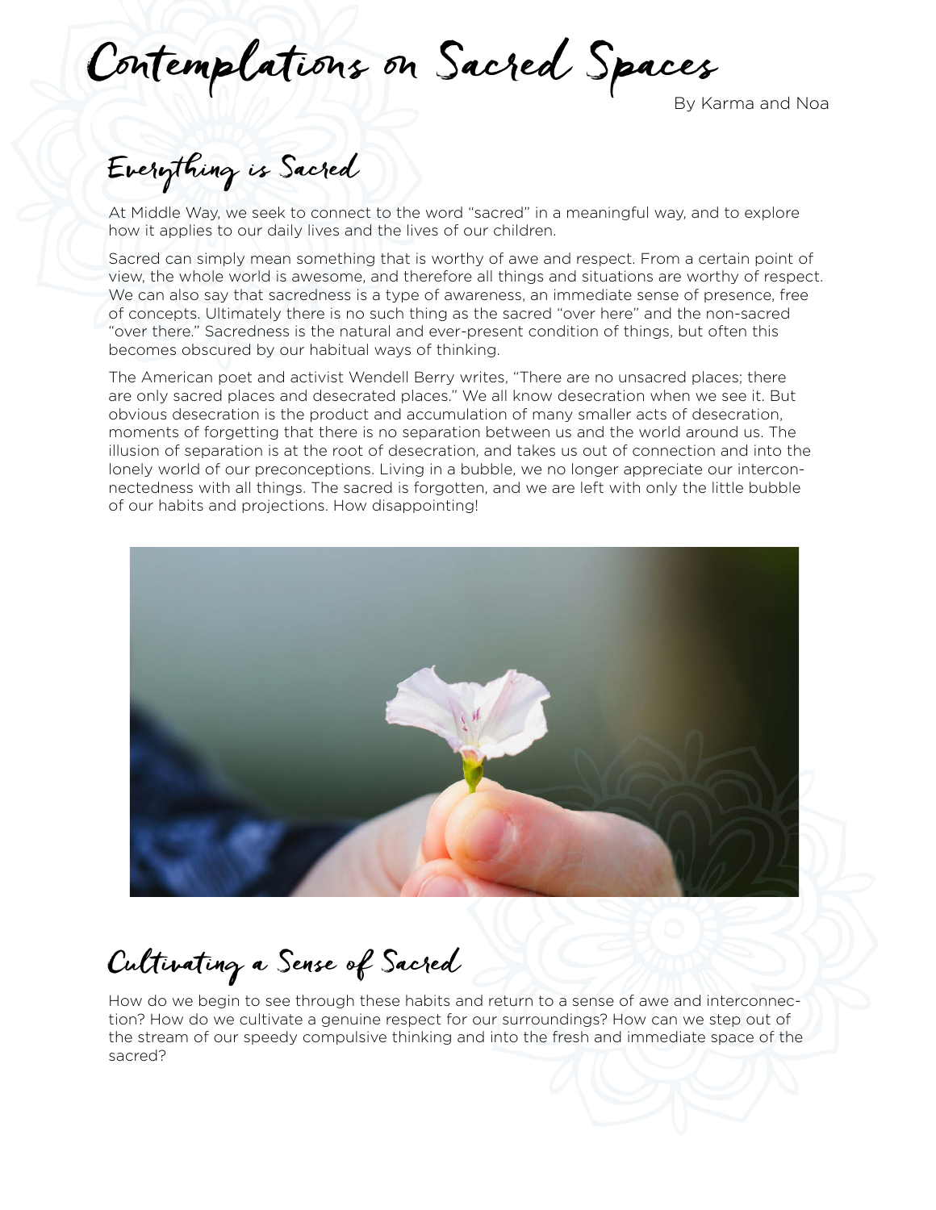# Contemplations on Sacred Spaces

By Karma and Noa

## Everything is Sacred

At Middle Way, we seek to connect to the word "sacred" in a meaningful way, and to explore how it applies to our daily lives and the lives of our children.

Sacred can simply mean something that is worthy of awe and respect. From a certain point of view, the whole world is awesome, and therefore all things and situations are worthy of respect. We can also say that sacredness is a type of awareness, an immediate sense of presence, free of concepts. Ultimately there is no such thing as the sacred "over here" and the non-sacred "over there." Sacredness is the natural and ever-present condition of things, but often this becomes obscured by our habitual ways of thinking.

The American poet and activist Wendell Berry writes, "There are no unsacred places; there are only sacred places and desecrated places." We all know desecration when we see it. But obvious desecration is the product and accumulation of many smaller acts of desecration, moments of forgetting that there is no separation between us and the world around us. The illusion of separation is at the root of desecration, and takes us out of connection and into the lonely world of our preconceptions. Living in a bubble, we no longer appreciate our interconnectedness with all things. The sacred is forgotten, and we are left with only the little bubble of our habits and projections. How disappointing!

## Cultivating a Sense of Sacred

How do we begin to see through these habits and return to a sense of awe and interconnection? How do we cultivate a genuine respect for our surroundings? How can we step out of the stream of our speedy compulsive thinking and into the fresh and immediate space of the sacred?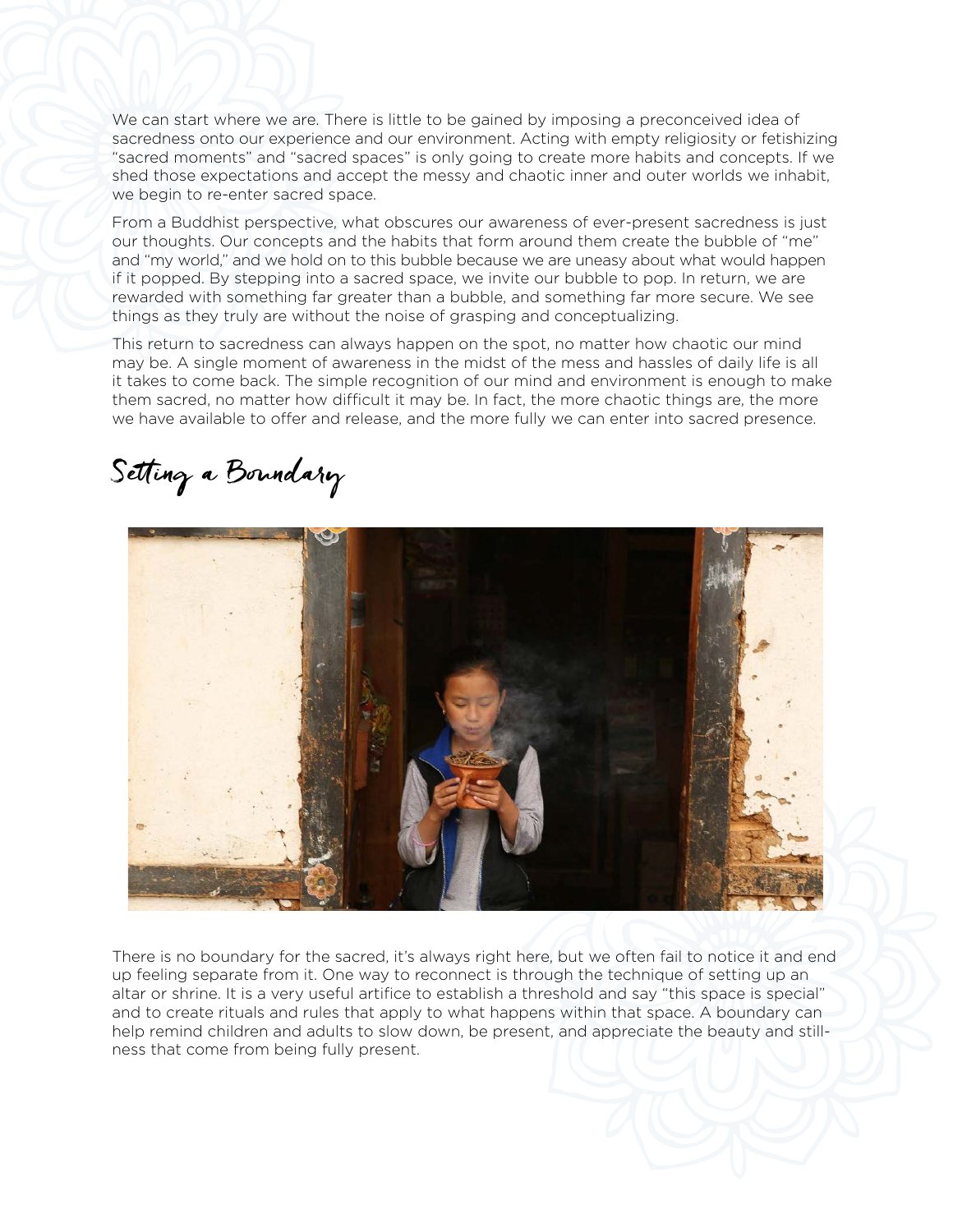We can start where we are. There is little to be gained by imposing a preconceived idea of sacredness onto our experience and our environment. Acting with empty religiosity or fetishizing "sacred moments" and "sacred spaces" is only going to create more habits and concepts. If we shed those expectations and accept the messy and chaotic inner and outer worlds we inhabit, we begin to re-enter sacred space.

From a Buddhist perspective, what obscures our awareness of ever-present sacredness is just our thoughts. Our concepts and the habits that form around them create the bubble of "me" and "my world," and we hold on to this bubble because we are uneasy about what would happen if it popped. By stepping into a sacred space, we invite our bubble to pop. In return, we are rewarded with something far greater than a bubble, and something far more secure. We see things as they truly are without the noise of grasping and conceptualizing.

This return to sacredness can always happen on the spot, no matter how chaotic our mind may be. A single moment of awareness in the midst of the mess and hassles of daily life is all it takes to come back. The simple recognition of our mind and environment is enough to make them sacred, no matter how difficult it may be. In fact, the more chaotic things are, the more we have available to offer and release, and the more fully we can enter into sacred presence.

## Setting a Boundary

There is no boundary for the sacred, it's always right here, but we often fail to notice it and end up feeling separate from it. One way to reconnect is through the technique of setting up an altar or shrine. It is a very useful artifice to establish a threshold and say "this space is special" and to create rituals and rules that apply to what happens within that space. A boundary can help remind children and adults to slow down, be present, and appreciate the beauty and stillness that come from being fully present.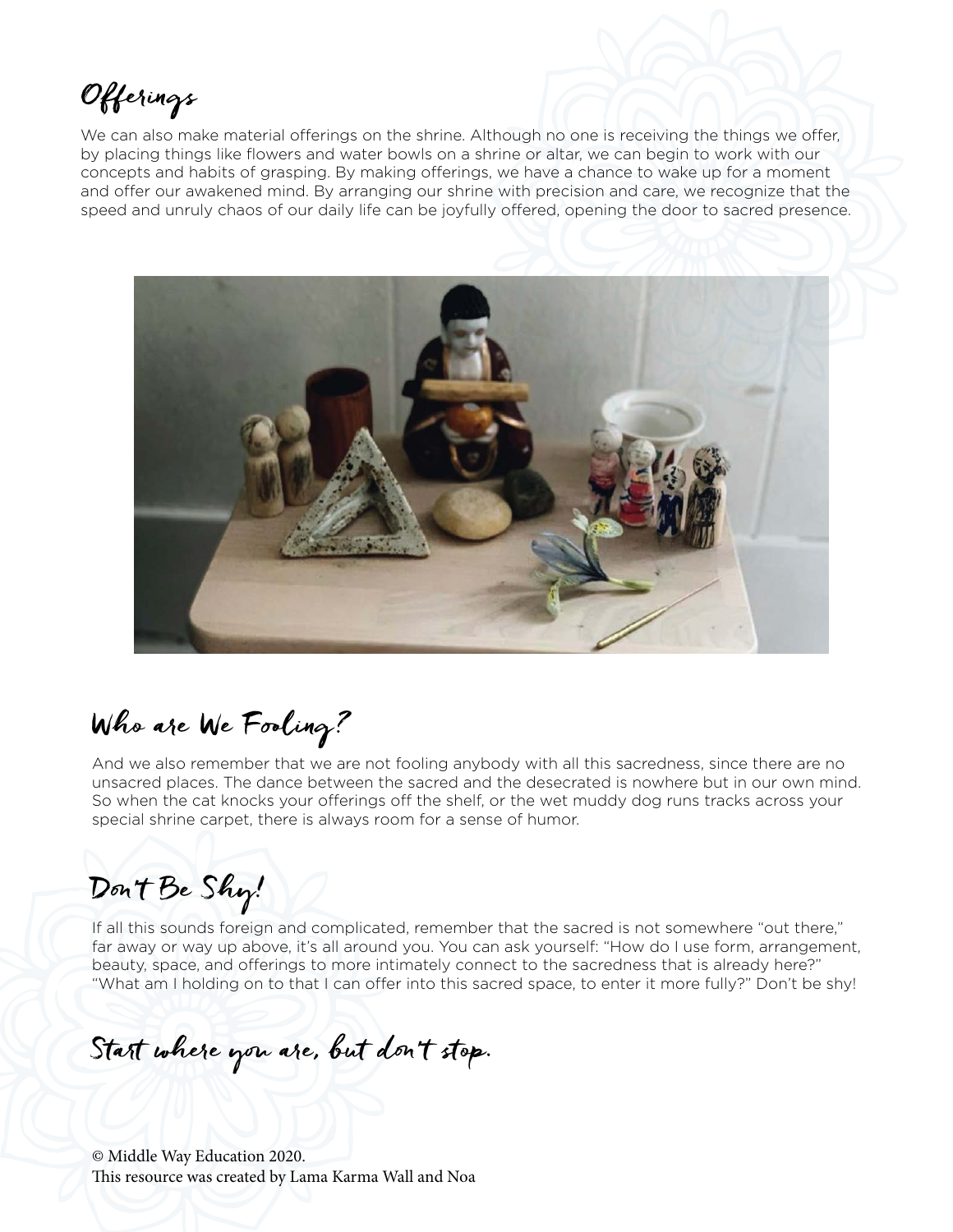## Offerings

We can also make material offerings on the shrine. Although no one is receiving the things we offer, by placing things like flowers and water bowls on a shrine or altar, we can begin to work with our concepts and habits of grasping. By making offerings, we have a chance to wake up for a moment and offer our awakened mind. By arranging our shrine with precision and care, we recognize that the speed and unruly chaos of our daily life can be joyfully offered, opening the door to sacred presence.

## Who are We Fooling?

And we also remember that we are not fooling anybody with all this sacredness, since there are no unsacred places. The dance between the sacred and the desecrated is nowhere but in our own mind. So when the cat knocks your offerings off the shelf, or the wet muddy dog runs tracks across your special shrine carpet, there is always room for a sense of humor.

## Don't Be Shy!

If all this sounds foreign and complicated, remember that the sacred is not somewhere "out there," far away or way up above, it's all around you. You can ask yourself: "How do I use form, arrangement, beauty, space, and offerings to more intimately connect to the sacredness that is already here?" "What am I holding on to that I can offer into this sacred space, to enter it more fully?" Don't be shy!

## Start where you are, but don't stop.

© Middle Way Education 2020.
This resource was created by Lama Karma Wall and Noa